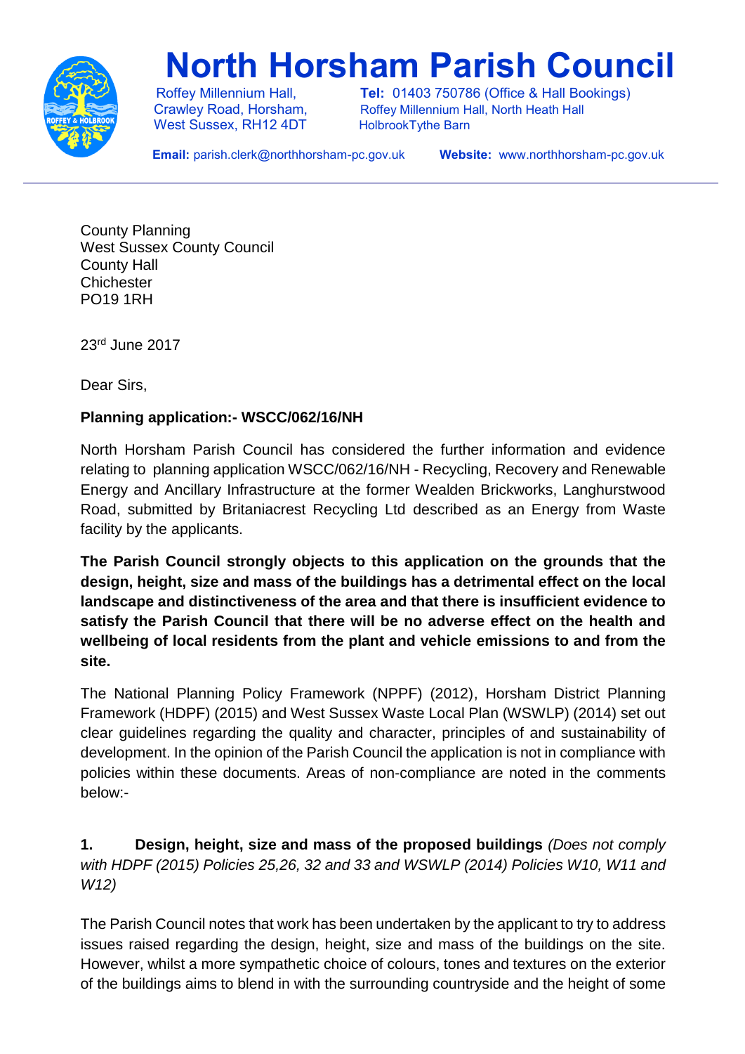# North Horsham Parish Council

Roffey Millennium Hall,
Crawley Road, Horsham,
West Sussex, RH12 4DT

**Tel:** 01403 750786 (Office & Hall Bookings)
Roffey Millennium Hall, North Heath Hall
HolbrookTythe Barn

**Email:** parish.clerk@northhorsham-pc.gov.uk **Website:** www.northhorsham-pc.gov.uk

---

County Planning
West Sussex County Council
County Hall
Chichester
PO19 1RH

23rd June 2017

Dear Sirs,

**Planning application:- WSCC/062/16/NH**

North Horsham Parish Council has considered the further information and evidence relating to planning application WSCC/062/16/NH - Recycling, Recovery and Renewable Energy and Ancillary Infrastructure at the former Wealden Brickworks, Langhurstwood Road, submitted by Britaniacrest Recycling Ltd described as an Energy from Waste facility by the applicants.

**The Parish Council strongly objects to this application on the grounds that the design, height, size and mass of the buildings has a detrimental effect on the local landscape and distinctiveness of the area and that there is insufficient evidence to satisfy the Parish Council that there will be no adverse effect on the health and wellbeing of local residents from the plant and vehicle emissions to and from the site.**

The National Planning Policy Framework (NPPF) (2012), Horsham District Planning Framework (HDPF) (2015) and West Sussex Waste Local Plan (WSWLP) (2014) set out clear guidelines regarding the quality and character, principles of and sustainability of development. In the opinion of the Parish Council the application is not in compliance with policies within these documents. Areas of non-compliance are noted in the comments below:-

**1. Design, height, size and mass of the proposed buildings** *(Does not comply with HDPF (2015) Policies 25,26, 32 and 33 and WSWLP (2014) Policies W10, W11 and W12)*

The Parish Council notes that work has been undertaken by the applicant to try to address issues raised regarding the design, height, size and mass of the buildings on the site. However, whilst a more sympathetic choice of colours, tones and textures on the exterior of the buildings aims to blend in with the surrounding countryside and the height of some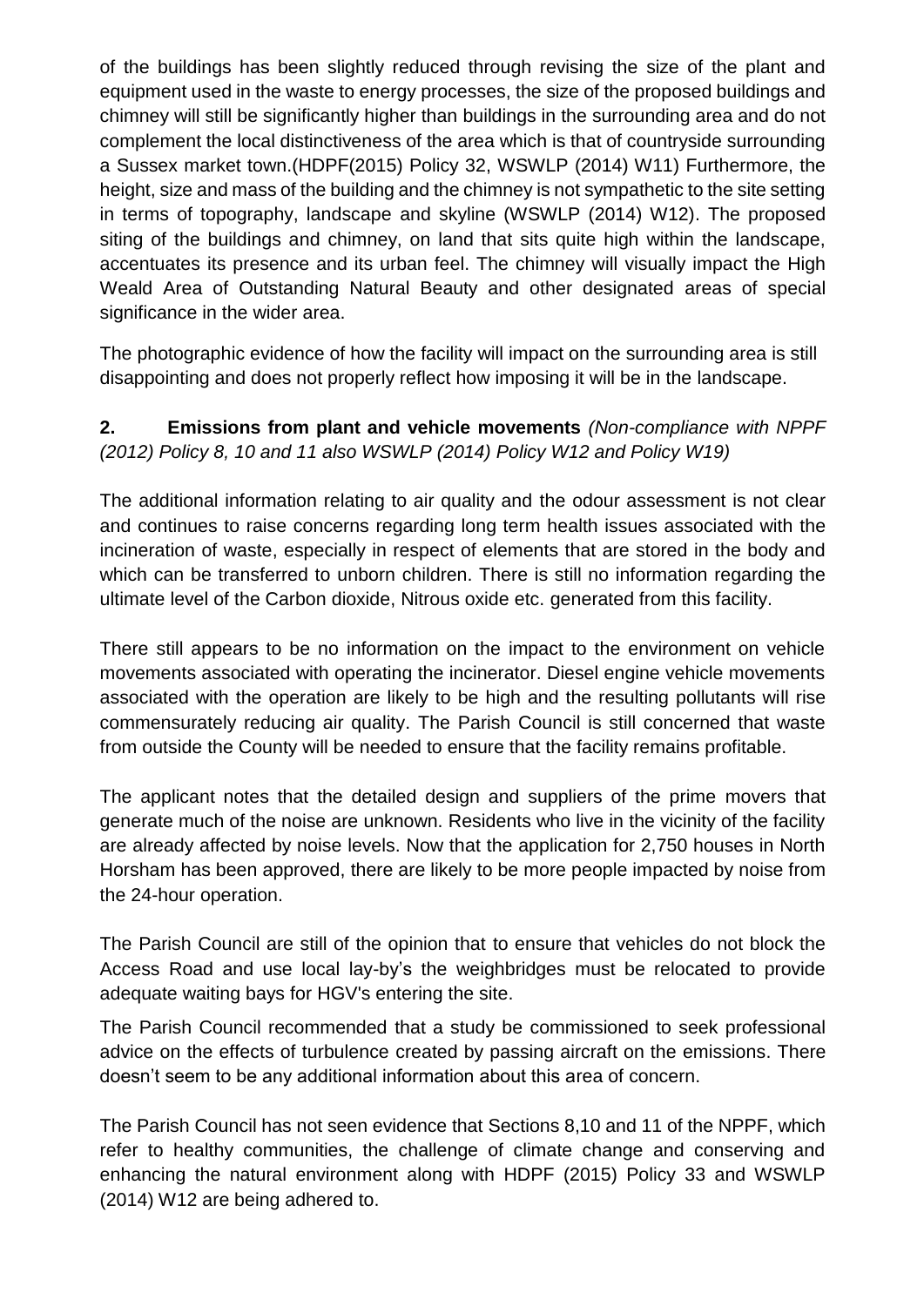of the buildings has been slightly reduced through revising the size of the plant and equipment used in the waste to energy processes, the size of the proposed buildings and chimney will still be significantly higher than buildings in the surrounding area and do not complement the local distinctiveness of the area which is that of countryside surrounding a Sussex market town.(HDPF(2015) Policy 32, WSWLP (2014) W11) Furthermore, the height, size and mass of the building and the chimney is not sympathetic to the site setting in terms of topography, landscape and skyline (WSWLP (2014) W12). The proposed siting of the buildings and chimney, on land that sits quite high within the landscape, accentuates its presence and its urban feel. The chimney will visually impact the High Weald Area of Outstanding Natural Beauty and other designated areas of special significance in the wider area.

The photographic evidence of how the facility will impact on the surrounding area is still disappointing and does not properly reflect how imposing it will be in the landscape.

**2. Emissions from plant and vehicle movements** *(Non-compliance with NPPF (2012) Policy 8, 10 and 11 also WSWLP (2014) Policy W12 and Policy W19)*

The additional information relating to air quality and the odour assessment is not clear and continues to raise concerns regarding long term health issues associated with the incineration of waste, especially in respect of elements that are stored in the body and which can be transferred to unborn children. There is still no information regarding the ultimate level of the Carbon dioxide, Nitrous oxide etc. generated from this facility.

There still appears to be no information on the impact to the environment on vehicle movements associated with operating the incinerator. Diesel engine vehicle movements associated with the operation are likely to be high and the resulting pollutants will rise commensurately reducing air quality. The Parish Council is still concerned that waste from outside the County will be needed to ensure that the facility remains profitable.

The applicant notes that the detailed design and suppliers of the prime movers that generate much of the noise are unknown. Residents who live in the vicinity of the facility are already affected by noise levels. Now that the application for 2,750 houses in North Horsham has been approved, there are likely to be more people impacted by noise from the 24-hour operation.

The Parish Council are still of the opinion that to ensure that vehicles do not block the Access Road and use local lay-by's the weighbridges must be relocated to provide adequate waiting bays for HGV's entering the site.

The Parish Council recommended that a study be commissioned to seek professional advice on the effects of turbulence created by passing aircraft on the emissions. There doesn't seem to be any additional information about this area of concern.

The Parish Council has not seen evidence that Sections 8,10 and 11 of the NPPF, which refer to healthy communities, the challenge of climate change and conserving and enhancing the natural environment along with HDPF (2015) Policy 33 and WSWLP (2014) W12 are being adhered to.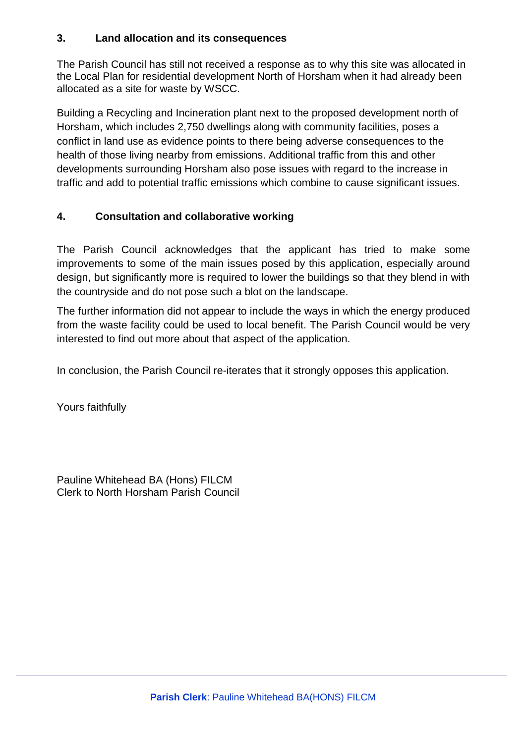### 3. Land allocation and its consequences

The Parish Council has still not received a response as to why this site was allocated in the Local Plan for residential development North of Horsham when it had already been allocated as a site for waste by WSCC.

Building a Recycling and Incineration plant next to the proposed development north of Horsham, which includes 2,750 dwellings along with community facilities, poses a conflict in land use as evidence points to there being adverse consequences to the health of those living nearby from emissions. Additional traffic from this and other developments surrounding Horsham also pose issues with regard to the increase in traffic and add to potential traffic emissions which combine to cause significant issues.

### 4. Consultation and collaborative working

The Parish Council acknowledges that the applicant has tried to make some improvements to some of the main issues posed by this application, especially around design, but significantly more is required to lower the buildings so that they blend in with the countryside and do not pose such a blot on the landscape.

The further information did not appear to include the ways in which the energy produced from the waste facility could be used to local benefit. The Parish Council would be very interested to find out more about that aspect of the application.

In conclusion, the Parish Council re-iterates that it strongly opposes this application.

Yours faithfully

Pauline Whitehead BA (Hons) FILCM
Clerk to North Horsham Parish Council